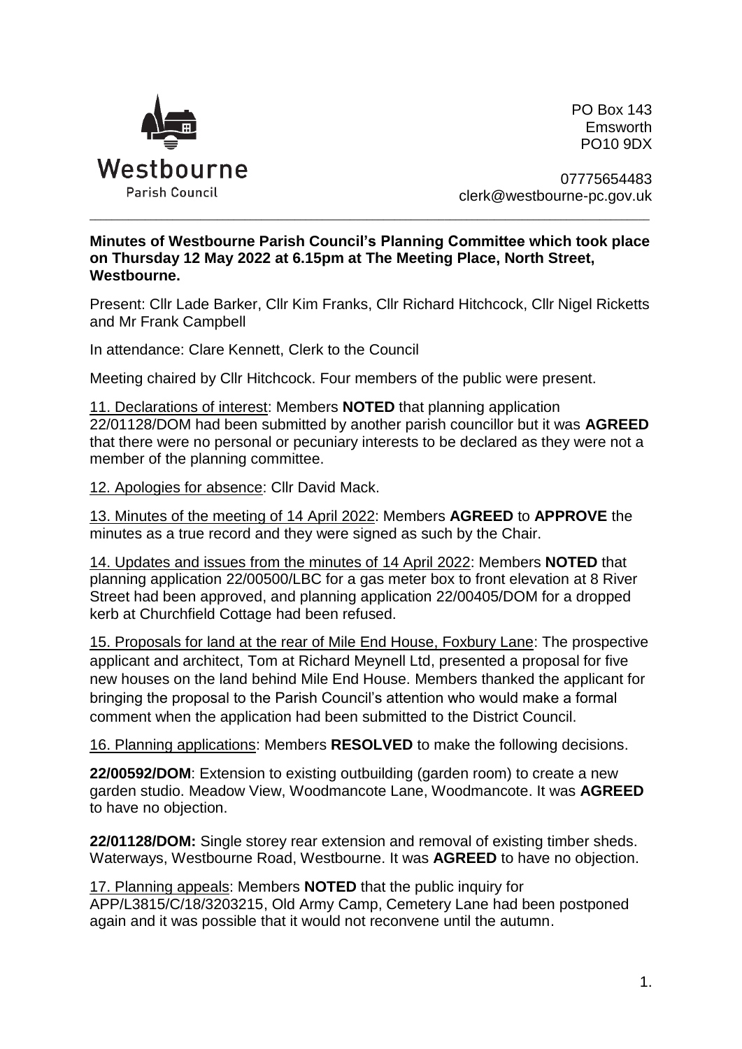Westbourne
Parish Council

PO Box 143
Emsworth
PO10 9DX

07775654483
clerk@westbourne-pc.gov.uk

**Minutes of Westbourne Parish Council's Planning Committee which took place on Thursday 12 May 2022 at 6.15pm at The Meeting Place, North Street, Westbourne.**

Present: Cllr Lade Barker, Cllr Kim Franks, Cllr Richard Hitchcock, Cllr Nigel Ricketts and Mr Frank Campbell

In attendance: Clare Kennett, Clerk to the Council

Meeting chaired by Cllr Hitchcock. Four members of the public were present.

11. Declarations of interest: Members **NOTED** that planning application 22/01128/DOM had been submitted by another parish councillor but it was **AGREED** that there were no personal or pecuniary interests to be declared as they were not a member of the planning committee.

12. Apologies for absence: Cllr David Mack.

13. Minutes of the meeting of 14 April 2022: Members **AGREED** to **APPROVE** the minutes as a true record and they were signed as such by the Chair.

14. Updates and issues from the minutes of 14 April 2022: Members **NOTED** that planning application 22/00500/LBC for a gas meter box to front elevation at 8 River Street had been approved, and planning application 22/00405/DOM for a dropped kerb at Churchfield Cottage had been refused.

15. Proposals for land at the rear of Mile End House, Foxbury Lane: The prospective applicant and architect, Tom at Richard Meynell Ltd, presented a proposal for five new houses on the land behind Mile End House. Members thanked the applicant for bringing the proposal to the Parish Council's attention who would make a formal comment when the application had been submitted to the District Council.

16. Planning applications: Members **RESOLVED** to make the following decisions.

**22/00592/DOM**: Extension to existing outbuilding (garden room) to create a new garden studio. Meadow View, Woodmancote Lane, Woodmancote. It was **AGREED** to have no objection.

**22/01128/DOM:** Single storey rear extension and removal of existing timber sheds. Waterways, Westbourne Road, Westbourne. It was **AGREED** to have no objection.

17. Planning appeals: Members **NOTED** that the public inquiry for APP/L3815/C/18/3203215, Old Army Camp, Cemetery Lane had been postponed again and it was possible that it would not reconvene until the autumn.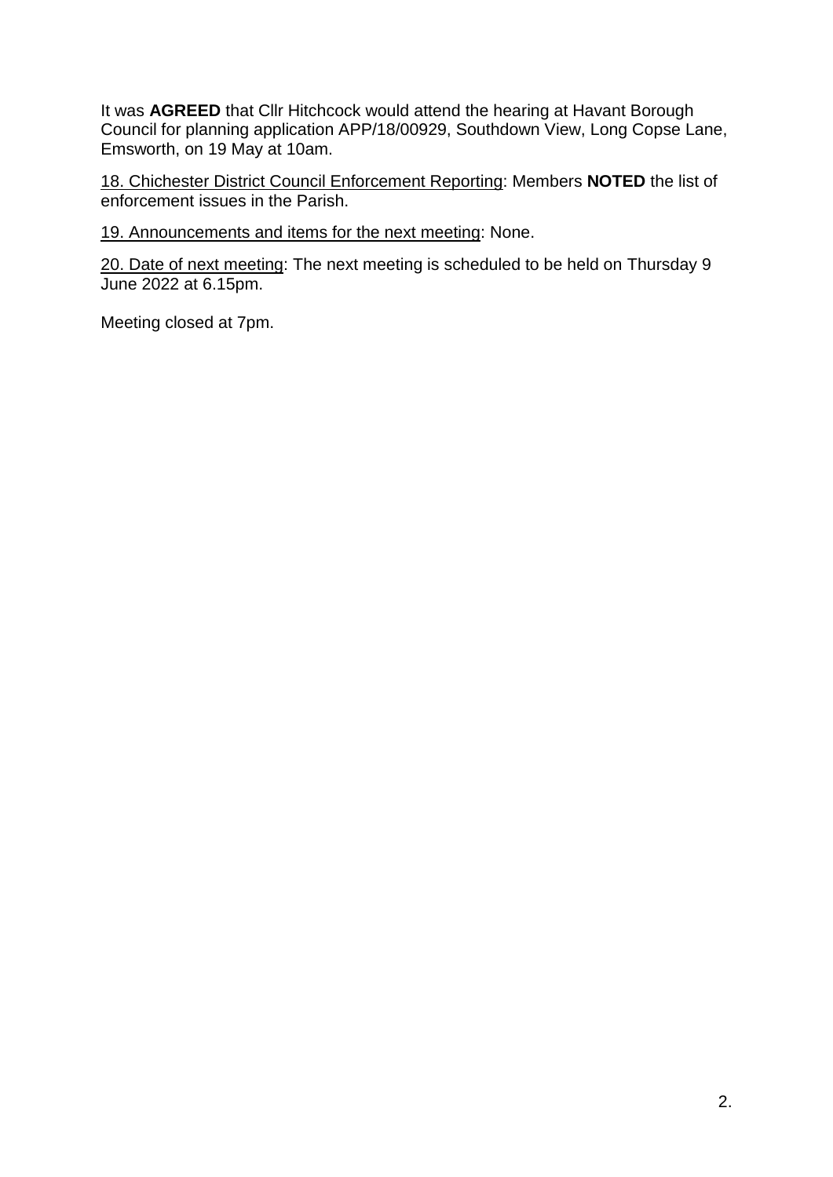It was **AGREED** that Cllr Hitchcock would attend the hearing at Havant Borough Council for planning application APP/18/00929, Southdown View, Long Copse Lane, Emsworth, on 19 May at 10am.

<u>18. Chichester District Council Enforcement Reporting</u>: Members **NOTED** the list of enforcement issues in the Parish.

<u>19. Announcements and items for the next meeting</u>: None.

<u>20. Date of next meeting</u>: The next meeting is scheduled to be held on Thursday 9 June 2022 at 6.15pm.

Meeting closed at 7pm.